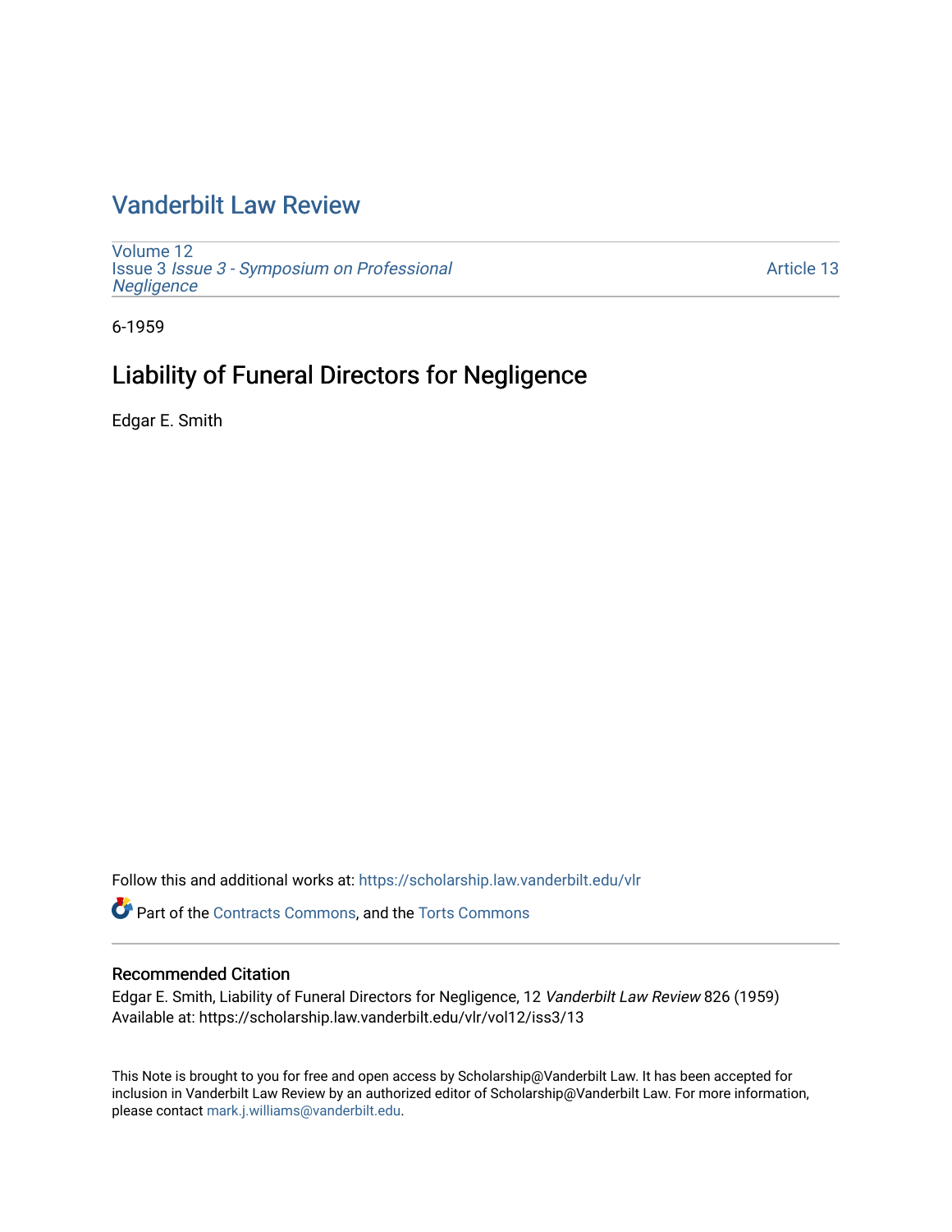# Vanderbilt Law Review

Volume 12
Issue 3 *Issue 3 - Symposium on Professional Negligence*

Article 13

6-1959

## Liability of Funeral Directors for Negligence

Edgar E. Smith

Follow this and additional works at: https://scholarship.law.vanderbilt.edu/vlr

Part of the Contracts Commons, and the Torts Commons

### Recommended Citation

Edgar E. Smith, Liability of Funeral Directors for Negligence, 12 *Vanderbilt Law Review* 826 (1959)
Available at: https://scholarship.law.vanderbilt.edu/vlr/vol12/iss3/13

This Note is brought to you for free and open access by Scholarship@Vanderbilt Law. It has been accepted for inclusion in Vanderbilt Law Review by an authorized editor of Scholarship@Vanderbilt Law. For more information, please contact mark.j.williams@vanderbilt.edu.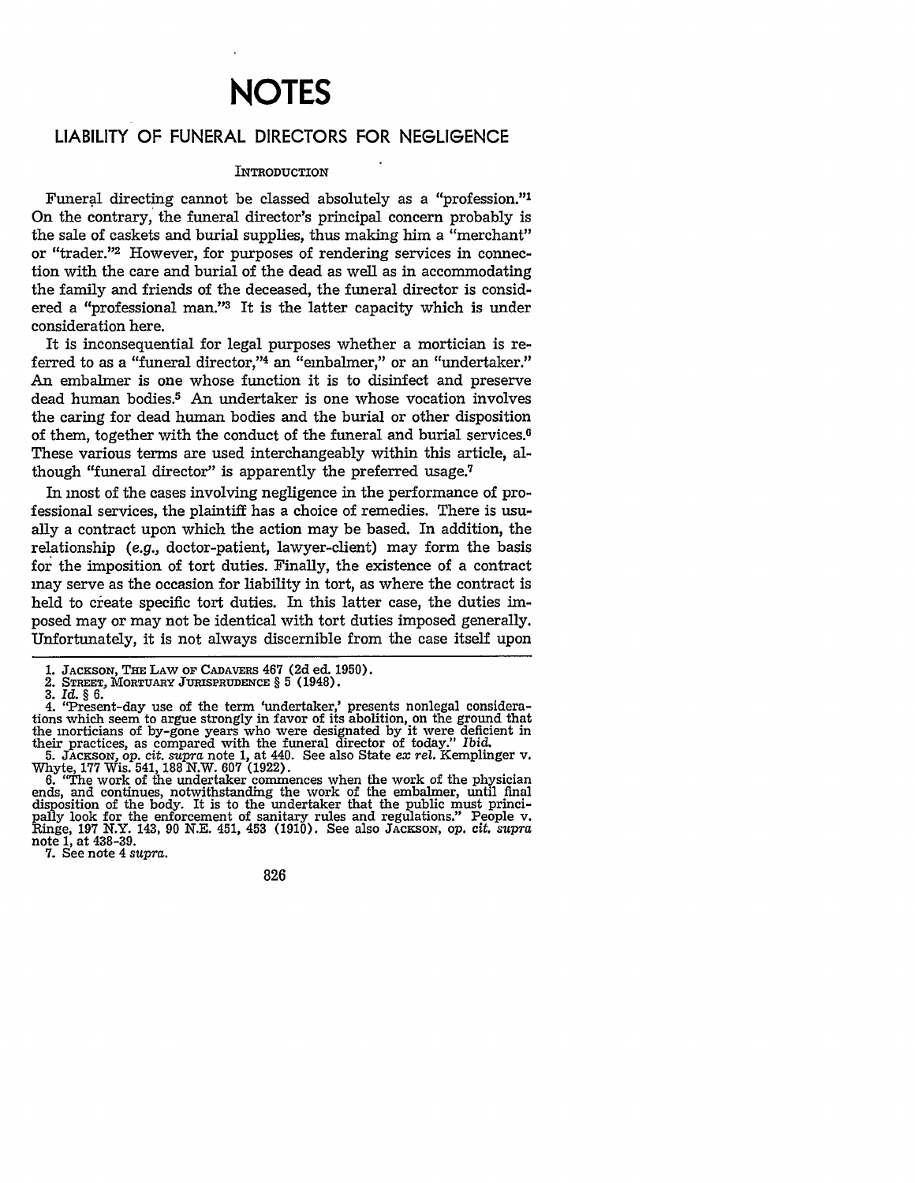# NOTES

## LIABILITY OF FUNERAL DIRECTORS FOR NEGLIGENCE

### INTRODUCTION

Funeral directing cannot be classed absolutely as a "profession."[1] On the contrary, the funeral director's principal concern probably is the sale of caskets and burial supplies, thus making him a "merchant" or "trader."[2] However, for purposes of rendering services in connection with the care and burial of the dead as well as in accommodating the family and friends of the deceased, the funeral director is considered a "professional man."[3] It is the latter capacity which is under consideration here.

It is inconsequential for legal purposes whether a mortician is referred to as a "funeral director,"[4] an "embalmer," or an "undertaker." An embalmer is one whose function it is to disinfect and preserve dead human bodies.[5] An undertaker is one whose vocation involves the caring for dead human bodies and the burial or other disposition of them, together with the conduct of the funeral and burial services.[6] These various terms are used interchangeably within this article, although "funeral director" is apparently the preferred usage.[7]

In most of the cases involving negligence in the performance of professional services, the plaintiff has a choice of remedies. There is usually a contract upon which the action may be based. In addition, the relationship (*e.g.*, doctor-patient, lawyer-client) may form the basis for the imposition of tort duties. Finally, the existence of a contract may serve as the occasion for liability in tort, as where the contract is held to create specific tort duties. In this latter case, the duties imposed may or may not be identical with tort duties imposed generally. Unfortunately, it is not always discernible from the case itself upon

---

1. JACKSON, THE LAW OF CADAVERS 467 (2d ed. 1950).
2. STREET, MORTUARY JURISPRUDENCE § 5 (1948).
3. *Id.* § 6.
4. "Present-day use of the term 'undertaker,' presents nonlegal considerations which seem to argue strongly in favor of its abolition, on the ground that the morticians of by-gone years who were designated by it were deficient in their practices, as compared with the funeral director of today." *Ibid.*
5. JACKSON, *op. cit. supra* note 1, at 440. See also State *ex rel.* Kemplinger v. Whyte, 177 Wis. 541, 188 N.W. 607 (1922).
6. "The work of the undertaker commences when the work of the physician ends, and continues, notwithstanding the work of the embalmer, until final disposition of the body. It is to the undertaker that the public must principally look for the enforcement of sanitary rules and regulations." People v. Ringe, 197 N.Y. 143, 90 N.E. 451, 453 (1910). See also JACKSON, *op. cit. supra* note 1, at 438-39.
7. See note 4 *supra*.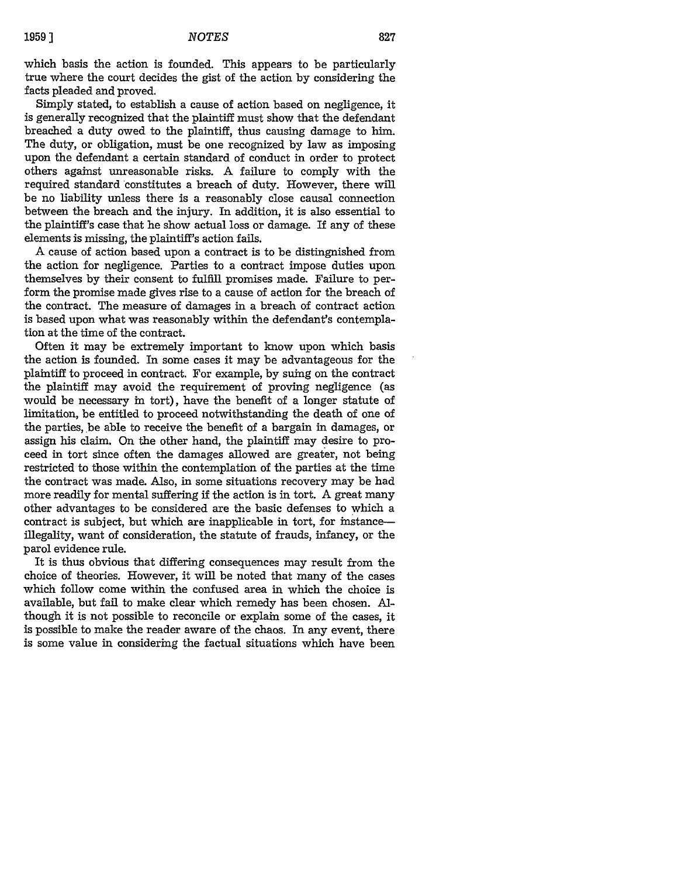which basis the action is founded. This appears to be particularly true where the court decides the gist of the action by considering the facts pleaded and proved.

Simply stated, to establish a cause of action based on negligence, it is generally recognized that the plaintiff must show that the defendant breached a duty owed to the plaintiff, thus causing damage to him. The duty, or obligation, must be one recognized by law as imposing upon the defendant a certain standard of conduct in order to protect others against unreasonable risks. A failure to comply with the required standard constitutes a breach of duty. However, there will be no liability unless there is a reasonably close causal connection between the breach and the injury. In addition, it is also essential to the plaintiff's case that he show actual loss or damage. If any of these elements is missing, the plaintiff's action fails.

A cause of action based upon a contract is to be distinguished from the action for negligence. Parties to a contract impose duties upon themselves by their consent to fulfill promises made. Failure to perform the promise made gives rise to a cause of action for the breach of the contract. The measure of damages in a breach of contract action is based upon what was reasonably within the defendant's contemplation at the time of the contract.

Often it may be extremely important to know upon which basis the action is founded. In some cases it may be advantageous for the plaintiff to proceed in contract. For example, by suing on the contract the plaintiff may avoid the requirement of proving negligence (as would be necessary in tort), have the benefit of a longer statute of limitation, be entitled to proceed notwithstanding the death of one of the parties, be able to receive the benefit of a bargain in damages, or assign his claim. On the other hand, the plaintiff may desire to proceed in tort since often the damages allowed are greater, not being restricted to those within the contemplation of the parties at the time the contract was made. Also, in some situations recovery may be had more readily for mental suffering if the action is in tort. A great many other advantages to be considered are the basic defenses to which a contract is subject, but which are inapplicable in tort, for instance—illegality, want of consideration, the statute of frauds, infancy, or the parol evidence rule.

It is thus obvious that differing consequences may result from the choice of theories. However, it will be noted that many of the cases which follow come within the confused area in which the choice is available, but fail to make clear which remedy has been chosen. Although it is not possible to reconcile or explain some of the cases, it is possible to make the reader aware of the chaos. In any event, there is some value in considering the factual situations which have been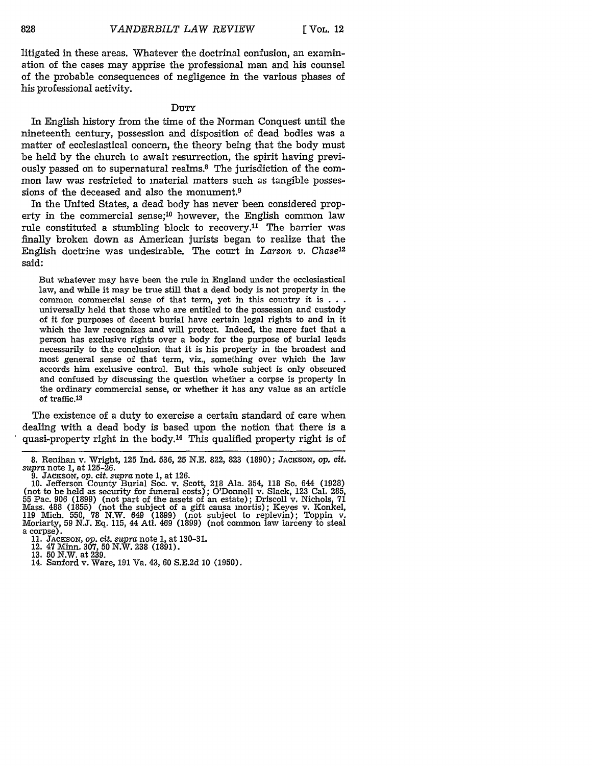litigated in these areas. Whatever the doctrinal confusion, an examination of the cases may apprise the professional man and his counsel of the probable consequences of negligence in the various phases of his professional activity.

## DUTY

In English history from the time of the Norman Conquest until the nineteenth century, possession and disposition of dead bodies was a matter of ecclesiastical concern, the theory being that the body must be held by the church to await resurrection, the spirit having previously passed on to supernatural realms.[8] The jurisdiction of the common law was restricted to material matters such as tangible possessions of the deceased and also the monument.[9]

In the United States, a dead body has never been considered property in the commercial sense;[10] however, the English common law rule constituted a stumbling block to recovery.[11] The barrier was finally broken down as American jurists began to realize that the English doctrine was undesirable. The court in *Larson v. Chase*[12] said:

> But whatever may have been the rule in England under the ecclesiastical law, and while it may be true still that a dead body is not property in the common commercial sense of that term, yet in this country it is . . . universally held that those who are entitled to the possession and custody of it for purposes of decent burial have certain legal rights to and in it which the law recognizes and will protect. Indeed, the mere fact that a person has exclusive rights over a body for the purpose of burial leads necessarily to the conclusion that it is his property in the broadest and most general sense of that term, viz., something over which the law accords him exclusive control. But this whole subject is only obscured and confused by discussing the question whether a corpse is property in the ordinary commercial sense, or whether it has any value as an article of traffic.[13]

The existence of a duty to exercise a certain standard of care when dealing with a dead body is based upon the notion that there is a quasi-property right in the body.[14] This qualified property right is of

---

8. Renihan v. Wright, 125 Ind. 536, 25 N.E. 822, 823 (1890); JACKSON, *op. cit. supra* note 1, at 125-26.

9. JACKSON, *op. cit. supra* note 1, at 126.

10. Jefferson County Burial Soc. v. Scott, 218 Ala. 354, 118 So. 644 (1928) (not to be held as security for funeral costs); O'Donnell v. Slack, 123 Cal. 285, 55 Pac. 906 (1899) (not part of the assets of an estate); Driscoll v. Nichols, 71 Mass. 488 (1855) (not the subject of a gift causa mortis); Keyes v. Konkel, 119 Mich. 550, 78 N.W. 649 (1899) (not subject to replevin); Toppin v. Moriarty, 59 N.J. Eq. 115, 44 Atl. 469 (1899) (not common law larceny to steal a corpse).

11. JACKSON, *op. cit. supra* note 1, at 130-31.

12. 47 Minn. 307, 50 N.W. 238 (1891).

13. 50 N.W. at 239.

14. Sanford v. Ware, 191 Va. 43, 60 S.E.2d 10 (1950).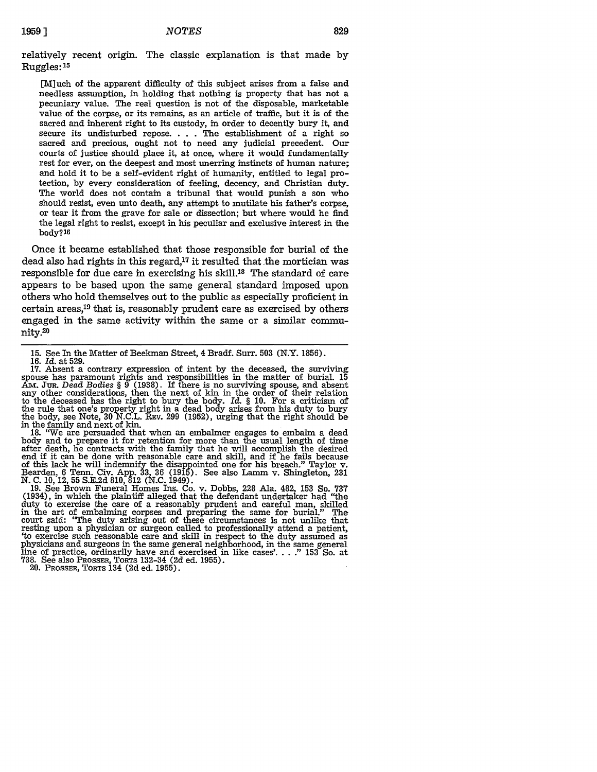relatively recent origin. The classic explanation is that made by Ruggles:[15]

> [M]uch of the apparent difficulty of this subject arises from a false and needless assumption, in holding that nothing is property that has not a pecuniary value. The real question is not of the disposable, marketable value of the corpse, or its remains, as an article of traffic, but it is of the sacred and inherent right to its custody, in order to decently bury it, and secure its undisturbed repose. . . . The establishment of a right so sacred and precious, ought not to need any judicial precedent. Our courts of justice should place it, at once, where it would fundamentally rest for ever, on the deepest and most unerring instincts of human nature; and hold it to be a self-evident right of humanity, entitled to legal protection, by every consideration of feeling, decency, and Christian duty. The world does not contain a tribunal that would punish a son who should resist, even unto death, any attempt to mutilate his father's corpse, or tear it from the grave for sale or dissection; but where would he find the legal right to resist, except in his peculiar and exclusive interest in the body?[16]

Once it became established that those responsible for burial of the dead also had rights in this regard,[17] it resulted that the mortician was responsible for due care in exercising his skill.[18] The standard of care appears to be based upon the same general standard imposed upon others who hold themselves out to the public as especially proficient in certain areas,[19] that is, reasonably prudent care as exercised by others engaged in the same activity within the same or a similar community.[20]

---

15. See In the Matter of Beekman Street, 4 Bradf. Surr. 503 (N.Y. 1856).

16. *Id.* at 529.

17. Absent a contrary expression of intent by the deceased, the surviving spouse has paramount rights and responsibilities in the matter of burial. 15 AM. JUR. *Dead Bodies* § 9 (1938). If there is no surviving spouse, and absent any other considerations, then the next of kin in the order of their relation to the deceased has the right to bury the body. *Id.* § 10. For a criticism of the rule that one's property right in a dead body arises from his duty to bury the body, see Note, 30 N.C.L. REV. 299 (1952), urging that the right should be in the family and next of kin.

18. "We are persuaded that when an embalmer engages to embalm a dead body and to prepare it for retention for more than the usual length of time after death, he contracts with the family that he will accomplish the desired end if it can be done with reasonable care and skill, and if he fails because of this lack he will indemnify the disappointed one for his breach." Taylor v. Bearden, 6 Tenn. Civ. App. 33, 36 (1915). See also Lamm v. Shingleton, 231 N. C. 10, 12, 55 S.E.2d 810, 812 (N.C. 1949).

19. See Brown Funeral Homes Ins. Co. v. Dobbs, 228 Ala. 482, 153 So. 737 (1934), in which the plaintiff alleged that the defendant undertaker had "the duty to exercise the care of a reasonably prudent and careful man, skilled in the art of embalming corpses and preparing the same for burial." The court said: "The duty arising out of these circumstances is not unlike that resting upon a physician or surgeon called to professionally attend a patient, 'to exercise such reasonable care and skill in respect to the duty assumed as physicians and surgeons in the same general neighborhood, in the same general line of practice, ordinarily have and exercised in like cases'. . . ." 153 So. at 738. See also PROSSER, TORTS 132-34 (2d ed. 1955).

20. PROSSER, TORTS 134 (2d ed. 1955).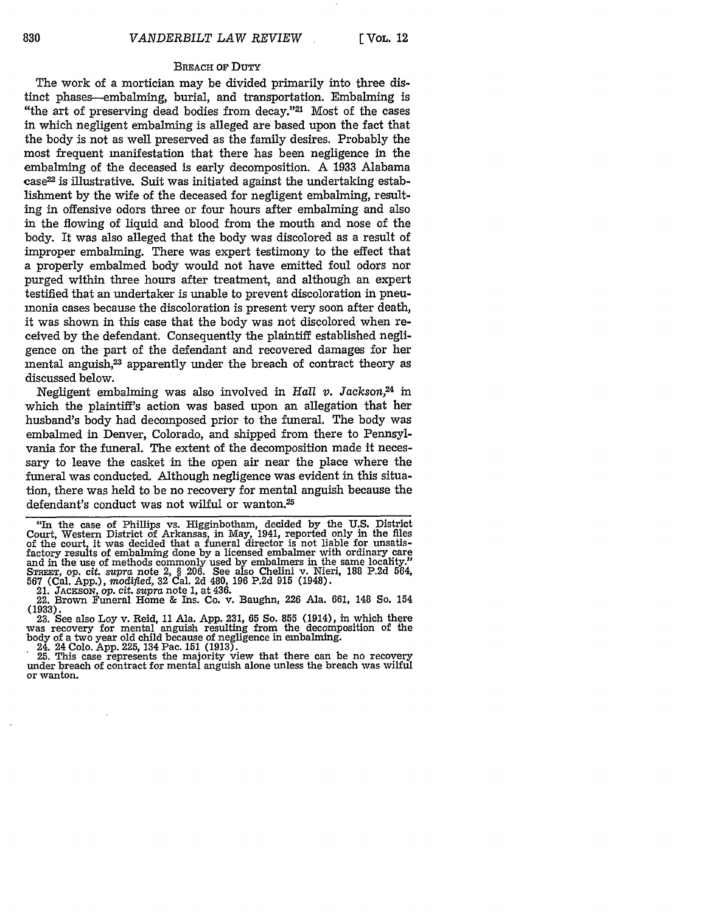### BREACH OF DUTY

The work of a mortician may be divided primarily into three distinct phases—embalming, burial, and transportation. Embalming is "the art of preserving dead bodies from decay."[21] Most of the cases in which negligent embalming is alleged are based upon the fact that the body is not as well preserved as the family desires. Probably the most frequent manifestation that there has been negligence in the embalming of the deceased is early decomposition. A 1933 Alabama case[22] is illustrative. Suit was initiated against the undertaking establishment by the wife of the deceased for negligent embalming, resulting in offensive odors three or four hours after embalming and also in the flowing of liquid and blood from the mouth and nose of the body. It was also alleged that the body was discolored as a result of improper embalming. There was expert testimony to the effect that a properly embalmed body would not have emitted foul odors nor purged within three hours after treatment, and although an expert testified that an undertaker is unable to prevent discoloration in pneumonia cases because the discoloration is present very soon after death, it was shown in this case that the body was not discolored when received by the defendant. Consequently the plaintiff established negligence on the part of the defendant and recovered damages for her mental anguish,[23] apparently under the breach of contract theory as discussed below.

Negligent embalming was also involved in *Hall v. Jackson*,[24] in which the plaintiff's action was based upon an allegation that her husband's body had decomposed prior to the funeral. The body was embalmed in Denver, Colorado, and shipped from there to Pennsylvania for the funeral. The extent of the decomposition made it necessary to leave the casket in the open air near the place where the funeral was conducted. Although negligence was evident in this situation, there was held to be no recovery for mental anguish because the defendant's conduct was not wilful or wanton.[25]

---

"In the case of Phillips vs. Higginbotham, decided by the U.S. District Court, Western District of Arkansas, in May, 1941, reported only in the files of the court, it was decided that a funeral director is not liable for unsatisfactory results of embalming done by a licensed embalmer with ordinary care and in the use of methods commonly used by embalmers in the same locality." STREET, *op. cit. supra* note 2, § 206. See also Chelini v. Nieri, 188 P.2d 564, 567 (Cal. App.), *modified*, 32 Cal. 2d 480, 196 P.2d 915 (1948).

21. JACKSON, *op. cit. supra* note 1, at 436.

22. Brown Funeral Home & Ins. Co. v. Baughn, 226 Ala. 661, 148 So. 154 (1933).

23. See also Loy v. Reid, 11 Ala. App. 231, 65 So. 855 (1914), in which there was recovery for mental anguish resulting from the decomposition of the body of a two year old child because of negligence in embalming.

24. 24 Colo. App. 225, 134 Pac. 151 (1913).

25. This case represents the majority view that there can be no recovery under breach of contract for mental anguish alone unless the breach was wilful or wanton.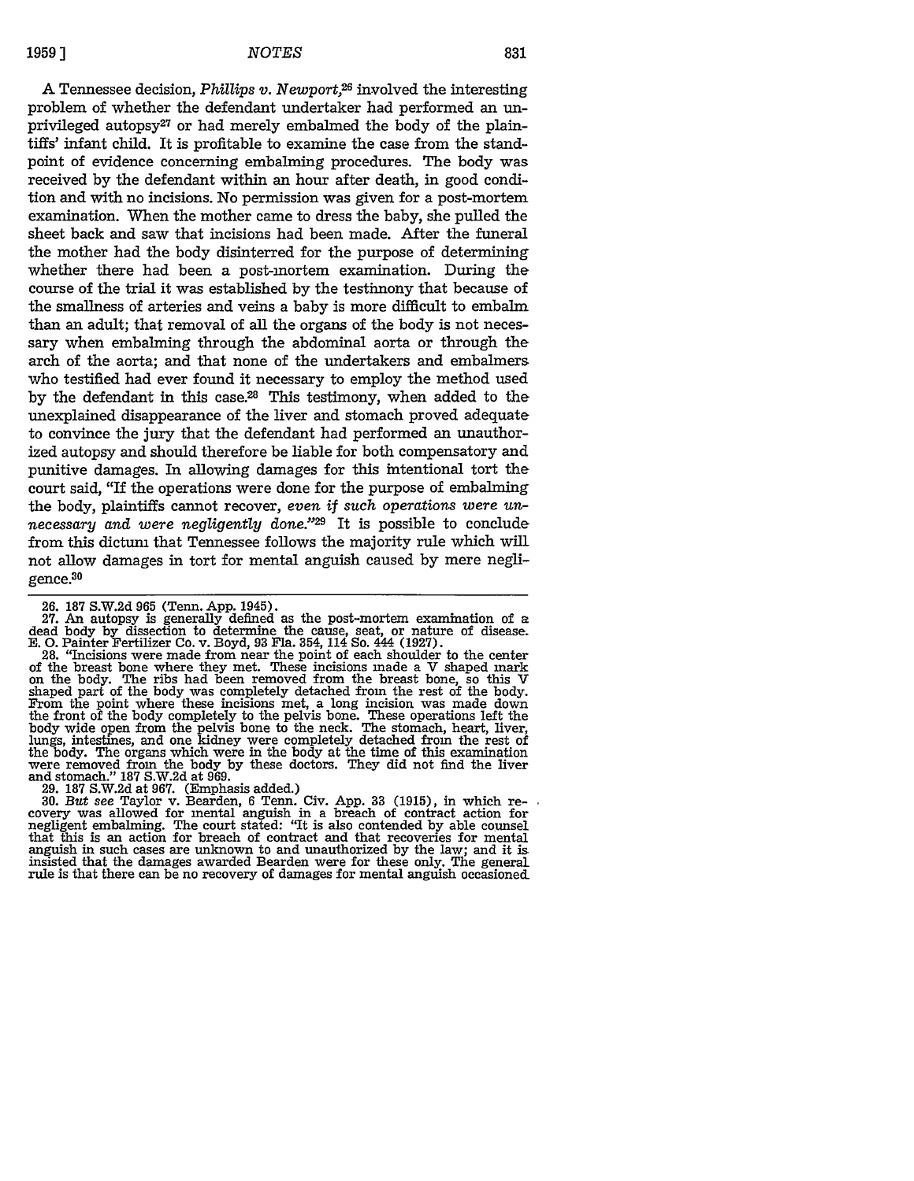A Tennessee decision, *Phillips v. Newport*,[26] involved the interesting problem of whether the defendant undertaker had performed an unprivileged autopsy[27] or had merely embalmed the body of the plaintiffs' infant child. It is profitable to examine the case from the standpoint of evidence concerning embalming procedures. The body was received by the defendant within an hour after death, in good condition and with no incisions. No permission was given for a post-mortem examination. When the mother came to dress the baby, she pulled the sheet back and saw that incisions had been made. After the funeral the mother had the body disinterred for the purpose of determining whether there had been a post-mortem examination. During the course of the trial it was established by the testimony that because of the smallness of arteries and veins a baby is more difficult to embalm than an adult; that removal of all the organs of the body is not necessary when embalming through the abdominal aorta or through the arch of the aorta; and that none of the undertakers and embalmers who testified had ever found it necessary to employ the method used by the defendant in this case.[28] This testimony, when added to the unexplained disappearance of the liver and stomach proved adequate to convince the jury that the defendant had performed an unauthorized autopsy and should therefore be liable for both compensatory and punitive damages. In allowing damages for this intentional tort the court said, "If the operations were done for the purpose of embalming the body, plaintiffs cannot recover, *even if such operations were unnecessary and were negligently done*."[29] It is possible to conclude from this dictum that Tennessee follows the majority rule which will not allow damages in tort for mental anguish caused by mere negligence.[30]

---

26. 187 S.W.2d 965 (Tenn. App. 1945).

27. An autopsy is generally defined as the post-mortem examination of a dead body by dissection to determine the cause, seat, or nature of disease. E. O. Painter Fertilizer Co. v. Boyd, 93 Fla. 354, 114 So. 444 (1927).

28. "Incisions were made from near the point of each shoulder to the center of the breast bone where they met. These incisions made a V shaped mark on the body. The ribs had been removed from the breast bone, so this V shaped part of the body was completely detached from the rest of the body. From the point where these incisions met, a long incision was made down the front of the body completely to the pelvis bone. These operations left the body wide open from the pelvis bone to the neck. The stomach, heart, liver, lungs, intestines, and one kidney were completely detached from the rest of the body. The organs which were in the body at the time of this examination were removed from the body by these doctors. They did not find the liver and stomach." 187 S.W.2d at 969.

29. 187 S.W.2d at 967. (Emphasis added.)

30. *But see* Taylor v. Bearden, 6 Tenn. Civ. App. 33 (1915), in which recovery was allowed for mental anguish in a breach of contract action for negligent embalming. The court stated: "It is also contended by able counsel that this is an action for breach of contract and that recoveries for mental anguish in such cases are unknown to and unauthorized by the law; and it is insisted that the damages awarded Bearden were for these only. The general rule is that there can be no recovery of damages for mental anguish occasioned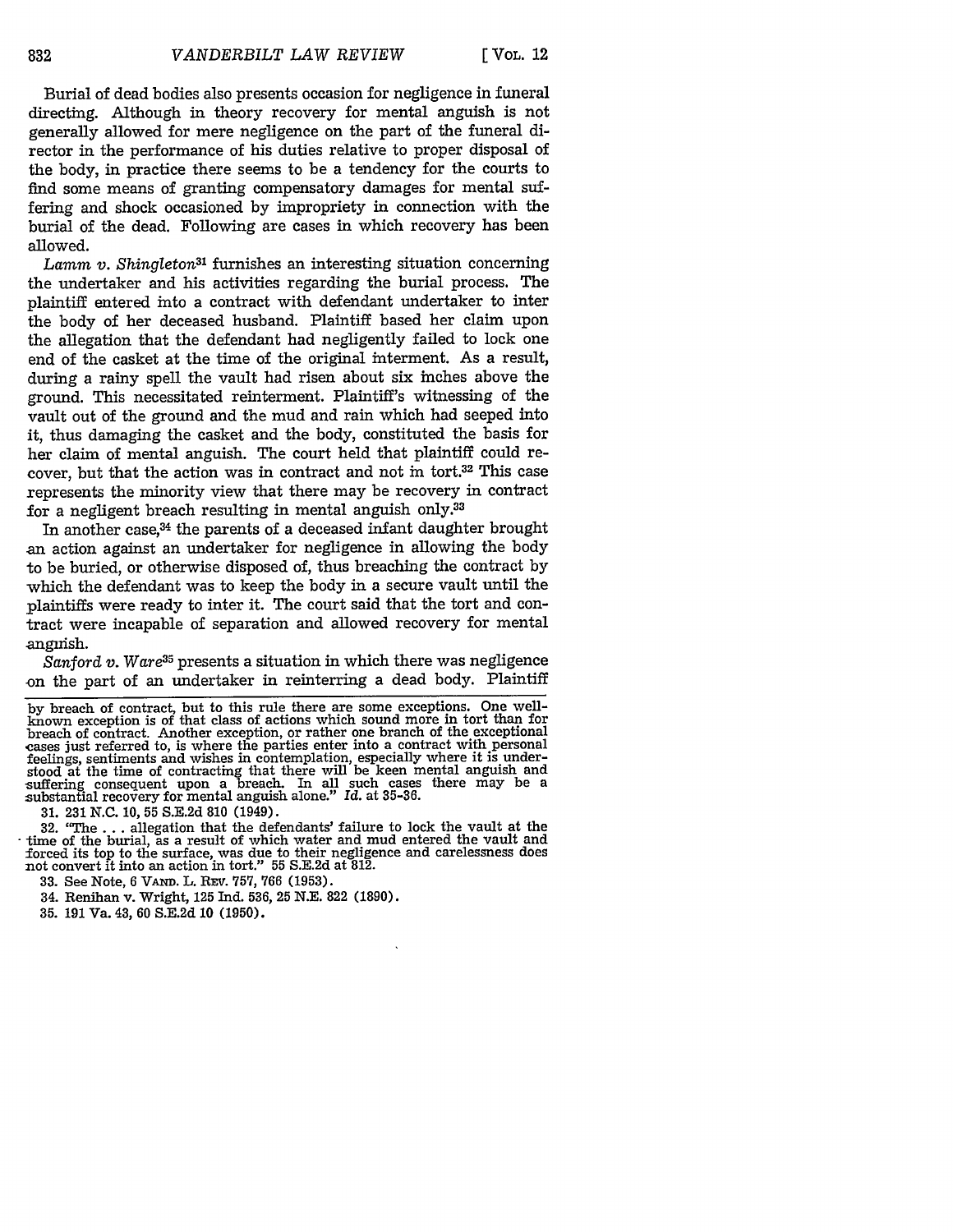Burial of dead bodies also presents occasion for negligence in funeral directing. Although in theory recovery for mental anguish is not generally allowed for mere negligence on the part of the funeral director in the performance of his duties relative to proper disposal of the body, in practice there seems to be a tendency for the courts to find some means of granting compensatory damages for mental suffering and shock occasioned by impropriety in connection with the burial of the dead. Following are cases in which recovery has been allowed.

*Lamm v. Shingleton*[31] furnishes an interesting situation concerning the undertaker and his activities regarding the burial process. The plaintiff entered into a contract with defendant undertaker to inter the body of her deceased husband. Plaintiff based her claim upon the allegation that the defendant had negligently failed to lock one end of the casket at the time of the original interment. As a result, during a rainy spell the vault had risen about six inches above the ground. This necessitated reinterment. Plaintiff's witnessing of the vault out of the ground and the mud and rain which had seeped into it, thus damaging the casket and the body, constituted the basis for her claim of mental anguish. The court held that plaintiff could recover, but that the action was in contract and not in tort.[32] This case represents the minority view that there may be recovery in contract for a negligent breach resulting in mental anguish only.[33]

In another case,[34] the parents of a deceased infant daughter brought an action against an undertaker for negligence in allowing the body to be buried, or otherwise disposed of, thus breaching the contract by which the defendant was to keep the body in a secure vault until the plaintiffs were ready to inter it. The court said that the tort and contract were incapable of separation and allowed recovery for mental anguish.

*Sanford v. Ware*[35] presents a situation in which there was negligence on the part of an undertaker in reinterring a dead body. Plaintiff

---

by breach of contract, but to this rule there are some exceptions. One well-known exception is of that class of actions which sound more in tort than for breach of contract. Another exception, or rather one branch of the exceptional cases just referred to, is where the parties enter into a contract with personal feelings, sentiments and wishes in contemplation, especially where it is understood at the time of contracting that there will be keen mental anguish and suffering consequent upon a breach. In all such cases there may be a substantial recovery for mental anguish alone." *Id.* at 35-36.

31. 231 N.C. 10, 55 S.E.2d 810 (1949).

32. "The . . . allegation that the defendants' failure to lock the vault at the time of the burial, as a result of which water and mud entered the vault and forced its top to the surface, was due to their negligence and carelessness does not convert it into an action in tort." 55 S.E.2d at 812.

33. See Note, 6 VAND. L. REV. 757, 766 (1953).

34. Renihan v. Wright, 125 Ind. 536, 25 N.E. 822 (1890).

35. 191 Va. 43, 60 S.E.2d 10 (1950).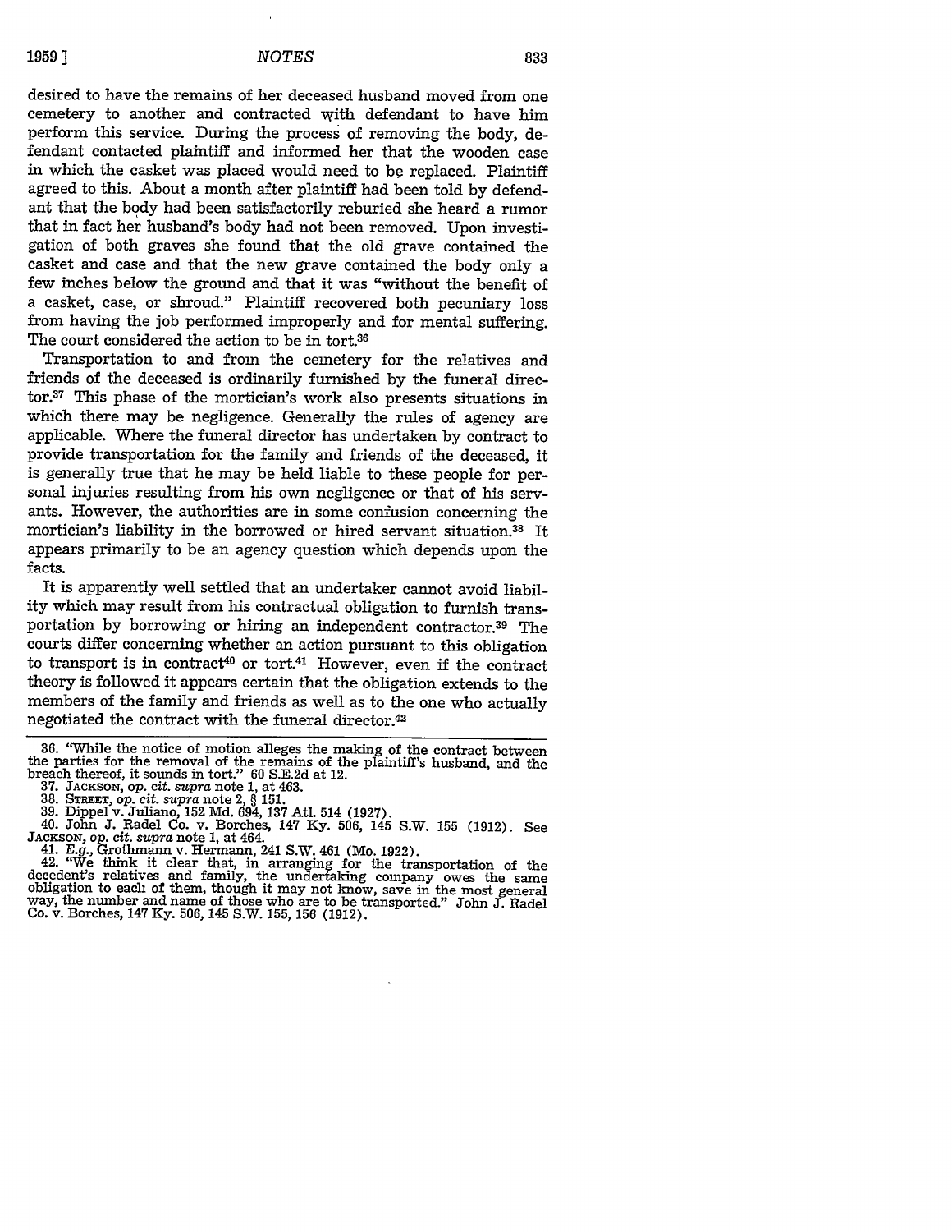desired to have the remains of her deceased husband moved from one cemetery to another and contracted with defendant to have him perform this service. During the process of removing the body, defendant contacted plaintiff and informed her that the wooden case in which the casket was placed would need to be replaced. Plaintiff agreed to this. About a month after plaintiff had been told by defendant that the body had been satisfactorily reburied she heard a rumor that in fact her husband's body had not been removed. Upon investigation of both graves she found that the old grave contained the casket and case and that the new grave contained the body only a few inches below the ground and that it was "without the benefit of a casket, case, or shroud." Plaintiff recovered both pecuniary loss from having the job performed improperly and for mental suffering. The court considered the action to be in tort.[36]

Transportation to and from the cemetery for the relatives and friends of the deceased is ordinarily furnished by the funeral director.[37] This phase of the mortician's work also presents situations in which there may be negligence. Generally the rules of agency are applicable. Where the funeral director has undertaken by contract to provide transportation for the family and friends of the deceased, it is generally true that he may be held liable to these people for personal injuries resulting from his own negligence or that of his servants. However, the authorities are in some confusion concerning the mortician's liability in the borrowed or hired servant situation.[38] It appears primarily to be an agency question which depends upon the facts.

It is apparently well settled that an undertaker cannot avoid liability which may result from his contractual obligation to furnish transportation by borrowing or hiring an independent contractor.[39] The courts differ concerning whether an action pursuant to this obligation to transport is in contract[40] or tort.[41] However, even if the contract theory is followed it appears certain that the obligation extends to the members of the family and friends as well as to the one who actually negotiated the contract with the funeral director.[42]

---

36. "While the notice of motion alleges the making of the contract between the parties for the removal of the remains of the plaintiff's husband, and the breach thereof, it sounds in tort." 60 S.E.2d at 12.
37. JACKSON, *op. cit. supra* note 1, at 463.
38. STREET, *op. cit. supra* note 2, § 151.
39. Dippel v. Juliano, 152 Md. 694, 137 Atl. 514 (1927).
40. John J. Radel Co. v. Borches, 147 Ky. 506, 145 S.W. 155 (1912). See JACKSON, *op. cit. supra* note 1, at 464.
41. *E.g.*, Grothmann v. Hermann, 241 S.W. 461 (Mo. 1922).
42. "We think it clear that, in arranging for the transportation of the decedent's relatives and family, the undertaking company owes the same obligation to each of them, though it may not know, save in the most general way, the number and name of those who are to be transported." John J. Radel Co. v. Borches, 147 Ky. 506, 145 S.W. 155, 156 (1912).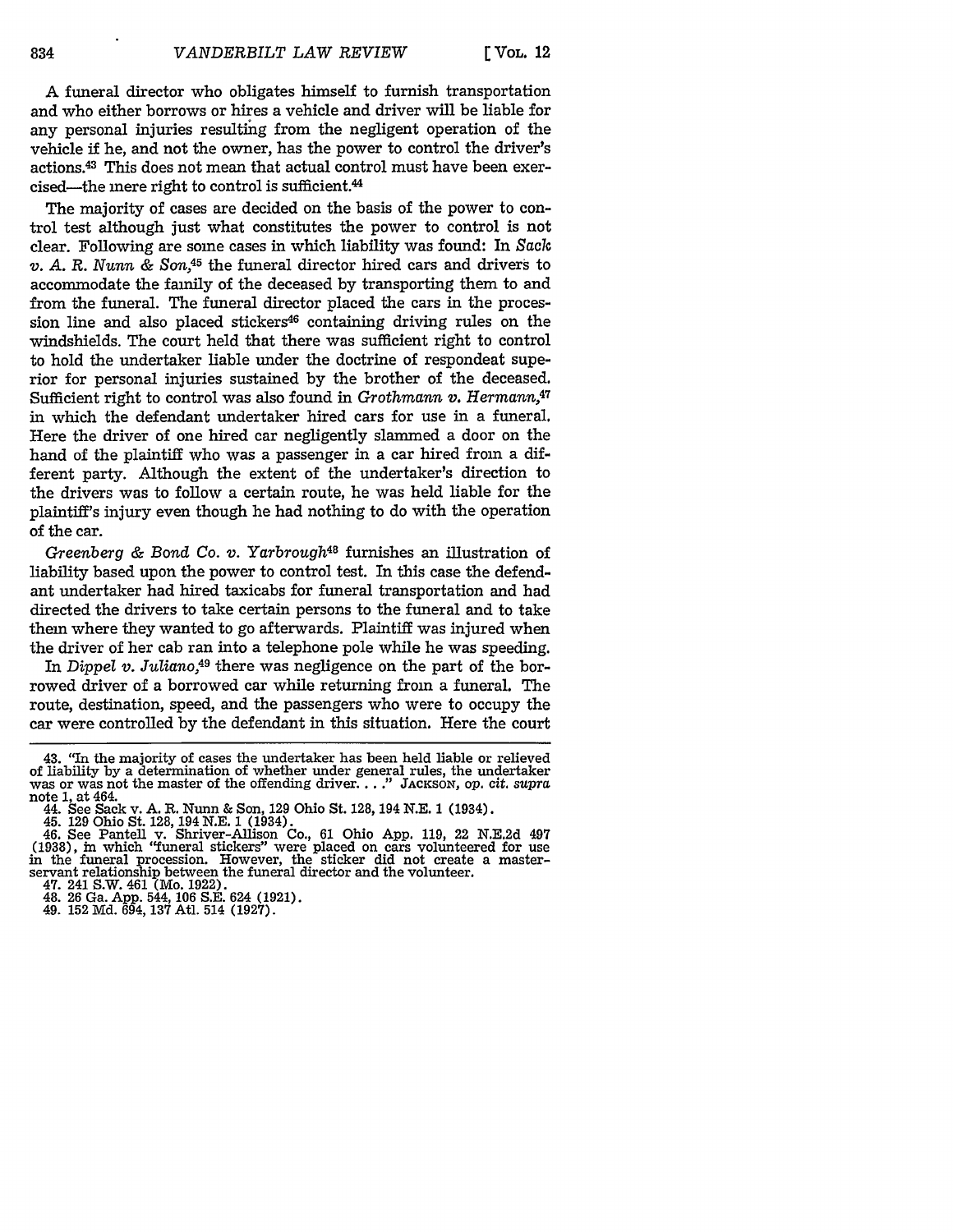A funeral director who obligates himself to furnish transportation and who either borrows or hires a vehicle and driver will be liable for any personal injuries resulting from the negligent operation of the vehicle if he, and not the owner, has the power to control the driver's actions.[43] This does not mean that actual control must have been exercised—the mere right to control is sufficient.[44]

The majority of cases are decided on the basis of the power to control test although just what constitutes the power to control is not clear. Following are some cases in which liability was found: In *Sack v. A. R. Nunn & Son*,[45] the funeral director hired cars and drivers to accommodate the family of the deceased by transporting them to and from the funeral. The funeral director placed the cars in the procession line and also placed stickers[46] containing driving rules on the windshields. The court held that there was sufficient right to control to hold the undertaker liable under the doctrine of respondeat superior for personal injuries sustained by the brother of the deceased. Sufficient right to control was also found in *Grothmann v. Hermann*,[47] in which the defendant undertaker hired cars for use in a funeral. Here the driver of one hired car negligently slammed a door on the hand of the plaintiff who was a passenger in a car hired from a different party. Although the extent of the undertaker's direction to the drivers was to follow a certain route, he was held liable for the plaintiff's injury even though he had nothing to do with the operation of the car.

*Greenberg & Bond Co. v. Yarbrough*[48] furnishes an illustration of liability based upon the power to control test. In this case the defendant undertaker had hired taxicabs for funeral transportation and had directed the drivers to take certain persons to the funeral and to take them where they wanted to go afterwards. Plaintiff was injured when the driver of her cab ran into a telephone pole while he was speeding.

In *Dippel v. Juliano*,[49] there was negligence on the part of the borrowed driver of a borrowed car while returning from a funeral. The route, destination, speed, and the passengers who were to occupy the car were controlled by the defendant in this situation. Here the court

---

43. "In the majority of cases the undertaker has been held liable or relieved of liability by a determination of whether under general rules, the undertaker was or was not the master of the offending driver. . . ." JACKSON, *op. cit. supra* note 1, at 464.

44. See Sack v. A. R. Nunn & Son, 129 Ohio St. 128, 194 N.E. 1 (1934).

45. 129 Ohio St. 128, 194 N.E. 1 (1934).

46. See Pantell v. Shriver-Allison Co., 61 Ohio App. 119, 22 N.E.2d 497 (1938), in which "funeral stickers" were placed on cars volunteered for use in the funeral procession. However, the sticker did not create a master-servant relationship between the funeral director and the volunteer.

47. 241 S.W. 461 (Mo. 1922).

48. 26 Ga. App. 544, 106 S.E. 624 (1921).

49. 152 Md. 694, 137 Atl. 514 (1927).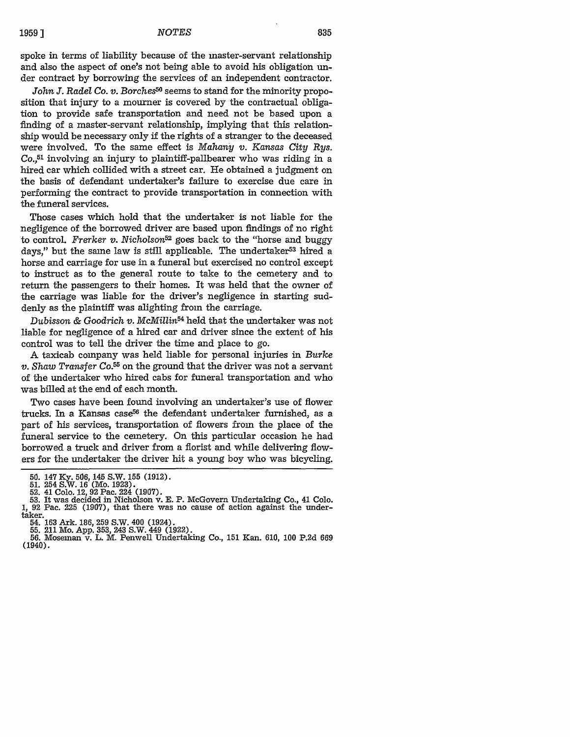spoke in terms of liability because of the master-servant relationship and also the aspect of one's not being able to avoid his obligation under contract by borrowing the services of an independent contractor.

*John J. Radel Co. v. Borches*[50] seems to stand for the minority proposition that injury to a mourner is covered by the contractual obligation to provide safe transportation and need not be based upon a finding of a master-servant relationship, implying that this relationship would be necessary only if the rights of a stranger to the deceased were involved. To the same effect is *Mahany v. Kansas City Rys. Co.*,[51] involving an injury to plaintiff-pallbearer who was riding in a hired car which collided with a street car. He obtained a judgment on the basis of defendant undertaker's failure to exercise due care in performing the contract to provide transportation in connection with the funeral services.

Those cases which hold that the undertaker is not liable for the negligence of the borrowed driver are based upon findings of no right to control. *Frerker v. Nicholson*[52] goes back to the "horse and buggy days," but the same law is still applicable. The undertaker[53] hired a horse and carriage for use in a funeral but exercised no control except to instruct as to the general route to take to the cemetery and to return the passengers to their homes. It was held that the owner of the carriage was liable for the driver's negligence in starting suddenly as the plaintiff was alighting from the carriage.

*Dubisson & Goodrich v. McMillin*[54] held that the undertaker was not liable for negligence of a hired car and driver since the extent of his control was to tell the driver the time and place to go.

A taxicab company was held liable for personal injuries in *Burke v. Shaw Transfer Co.*[55] on the ground that the driver was not a servant of the undertaker who hired cabs for funeral transportation and who was billed at the end of each month.

Two cases have been found involving an undertaker's use of flower trucks. In a Kansas case[56] the defendant undertaker furnished, as a part of his services, transportation of flowers from the place of the funeral service to the cemetery. On this particular occasion he had borrowed a truck and driver from a florist and while delivering flowers for the undertaker the driver hit a young boy who was bicycling.

---

50. 147 Ky. 506, 145 S.W. 155 (1912).
51. 254 S.W. 16 (Mo. 1923).
52. 41 Colo. 12, 92 Pac. 224 (1907).
53. It was decided in Nicholson v. E. P. McGovern Undertaking Co., 41 Colo. 1, 92 Pac. 225 (1907), that there was no cause of action against the undertaker.
54. 163 Ark. 186, 259 S.W. 400 (1924).
55. 211 Mo. App. 353, 243 S.W. 449 (1922).
56. Moseman v. L. M. Penwell Undertaking Co., 151 Kan. 610, 100 P.2d 669 (1940).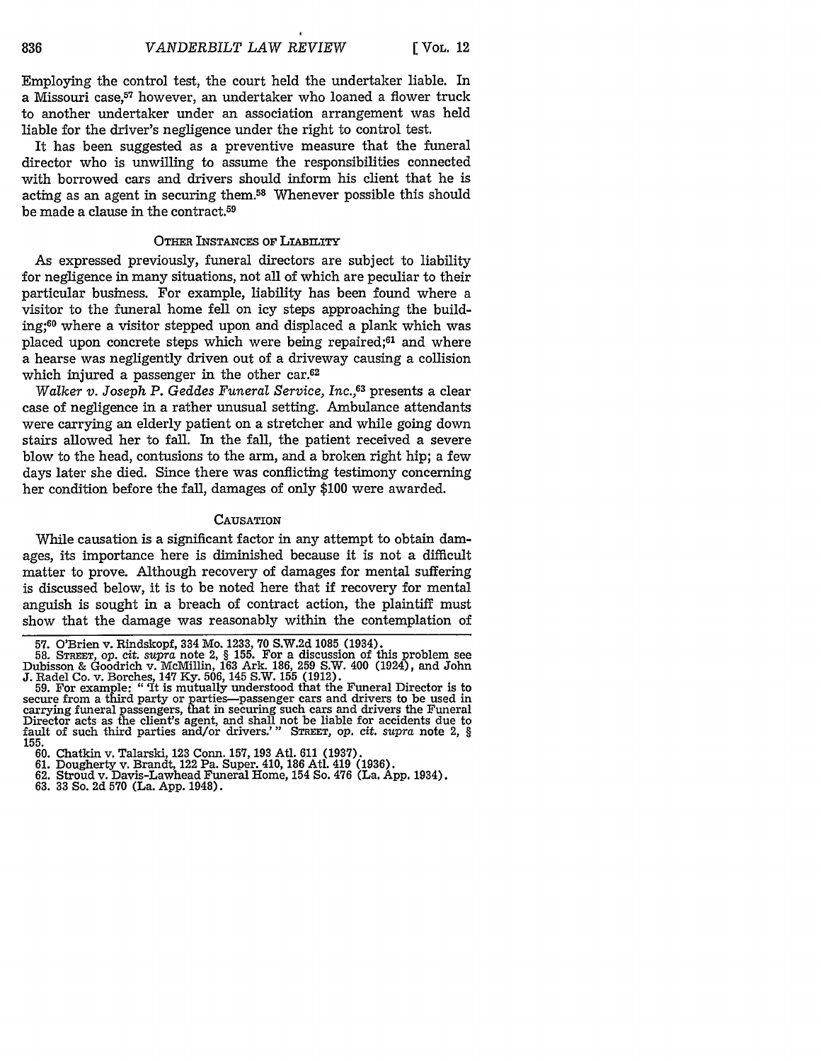Employing the control test, the court held the undertaker liable. In a Missouri case,[57] however, an undertaker who loaned a flower truck to another undertaker under an association arrangement was held liable for the driver's negligence under the right to control test.

It has been suggested as a preventive measure that the funeral director who is unwilling to assume the responsibilities connected with borrowed cars and drivers should inform his client that he is acting as an agent in securing them.[58] Whenever possible this should be made a clause in the contract.[59]

### Other Instances of Liability

As expressed previously, funeral directors are subject to liability for negligence in many situations, not all of which are peculiar to their particular business. For example, liability has been found where a visitor to the funeral home fell on icy steps approaching the building;[60] where a visitor stepped upon and displaced a plank which was placed upon concrete steps which were being repaired;[61] and where a hearse was negligently driven out of a driveway causing a collision which injured a passenger in the other car.[62]

*Walker v. Joseph P. Geddes Funeral Service, Inc.*,[63] presents a clear case of negligence in a rather unusual setting. Ambulance attendants were carrying an elderly patient on a stretcher and while going down stairs allowed her to fall. In the fall, the patient received a severe blow to the head, contusions to the arm, and a broken right hip; a few days later she died. Since there was conflicting testimony concerning her condition before the fall, damages of only $100 were awarded.

### Causation

While causation is a significant factor in any attempt to obtain damages, its importance here is diminished because it is not a difficult matter to prove. Although recovery of damages for mental suffering is discussed below, it is to be noted here that if recovery for mental anguish is sought in a breach of contract action, the plaintiff must show that the damage was reasonably within the contemplation of

---

57. O'Brien v. Rindskopf, 334 Mo. 1233, 70 S.W.2d 1085 (1934).

58. Street, *op. cit. supra* note 2, § 155. For a discussion of this problem see Dubisson & Goodrich v. McMillin, 163 Ark. 186, 259 S.W. 400 (1924), and John J. Radel Co. v. Borches, 147 Ky. 506, 145 S.W. 155 (1912).

59. For example: "'It is mutually understood that the Funeral Director is to secure from a third party or parties—passenger cars and drivers to be used in carrying funeral passengers, that in securing such cars and drivers the Funeral Director acts as the client's agent, and shall not be liable for accidents due to fault of such third parties and/or drivers.'" Street, *op. cit. supra* note 2, § 155.

60. Chatkin v. Talarski, 123 Conn. 157, 193 Atl. 611 (1937).

61. Dougherty v. Brandt, 122 Pa. Super. 410, 186 Atl. 419 (1936).

62. Stroud v. Davis-Lawhead Funeral Home, 154 So. 476 (La. App. 1934).

63. 33 So. 2d 570 (La. App. 1948).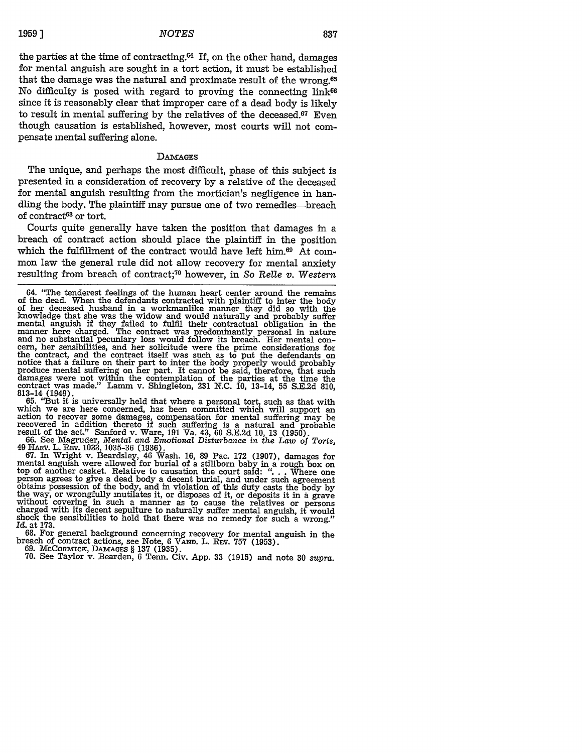the parties at the time of contracting.[64] If, on the other hand, damages for mental anguish are sought in a tort action, it must be established that the damage was the natural and proximate result of the wrong.[65] No difficulty is posed with regard to proving the connecting link[66] since it is reasonably clear that improper care of a dead body is likely to result in mental suffering by the relatives of the deceased.[67] Even though causation is established, however, most courts will not compensate mental suffering alone.

## DAMAGES

The unique, and perhaps the most difficult, phase of this subject is presented in a consideration of recovery by a relative of the deceased for mental anguish resulting from the mortician's negligence in handling the body. The plaintiff may pursue one of two remedies—breach of contract[68] or tort.

Courts quite generally have taken the position that damages in a breach of contract action should place the plaintiff in the position which the fulfillment of the contract would have left him.[69] At common law the general rule did not allow recovery for mental anxiety resulting from breach of contract;[70] however, in *So Relle v. Western*

---

64. "The tenderest feelings of the human heart center around the remains of the dead. When the defendants contracted with plaintiff to inter the body of her deceased husband in a workmanlike manner they did so with the knowledge that she was the widow and would naturally and probably suffer mental anguish if they failed to fulfil their contractual obligation in the manner here charged. The contract was predominantly personal in nature and no substantial pecuniary loss would follow its breach. Her mental concern, her sensibilities, and her solicitude were the prime considerations for the contract, and the contract itself was such as to put the defendants on notice that a failure on their part to inter the body properly would probably produce mental suffering on her part. It cannot be said, therefore, that such damages were not within the contemplation of the parties at the time the contract was made." Lamm v. Shingleton, 231 N.C. 10, 13-14, 55 S.E.2d 810, 813-14 (1949).

65. "But it is universally held that where a personal tort, such as that with which we are here concerned, has been committed which will support an action to recover some damages, compensation for mental suffering may be recovered in addition thereto if such suffering is a natural and probable result of the act." Sanford v. Ware, 191 Va. 43, 60 S.E.2d 10, 13 (1950).

66. See Magruder, *Mental and Emotional Disturbance in the Law of Torts*, 49 HARV. L. REV. 1033, 1035-36 (1936).

67. In Wright v. Beardsley, 46 Wash. 16, 89 Pac. 172 (1907), damages for mental anguish were allowed for burial of a stillborn baby in a rough box on top of another casket. Relative to causation the court said: ". . . Where one person agrees to give a dead body a decent burial, and under such agreement obtains possession of the body, and in violation of this duty casts the body by the way, or wrongfully mutilates it, or disposes of it, or deposits it in a grave without covering in such a manner as to cause the relatives or persons charged with its decent sepulture to naturally suffer mental anguish, it would shock the sensibilities to hold that there was no remedy for such a wrong." *Id.* at 173.

68. For general background concerning recovery for mental anguish in the breach of contract actions, see Note, 6 VAND. L. REV. 757 (1953).

69. MCCORMICK, DAMAGES § 137 (1935).

70. See Taylor v. Bearden, 6 Tenn. Civ. App. 33 (1915) and note 30 *supra*.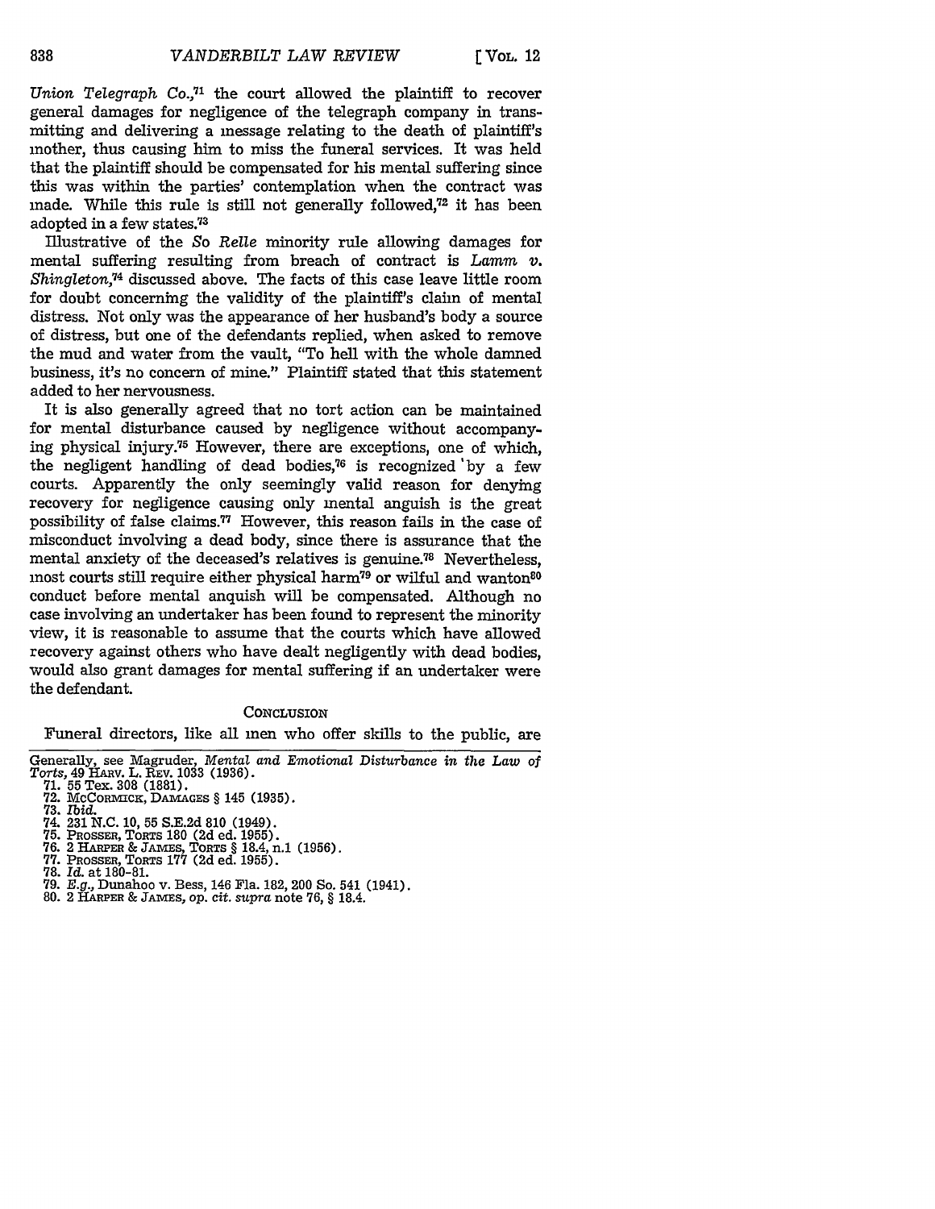*Union Telegraph Co.*,[71] the court allowed the plaintiff to recover general damages for negligence of the telegraph company in transmitting and delivering a message relating to the death of plaintiff's mother, thus causing him to miss the funeral services. It was held that the plaintiff should be compensated for his mental suffering since this was within the parties' contemplation when the contract was made. While this rule is still not generally followed,[72] it has been adopted in a few states.[73]

Illustrative of the *So Relle* minority rule allowing damages for mental suffering resulting from breach of contract is *Lamm v. Shingleton*,[74] discussed above. The facts of this case leave little room for doubt concerning the validity of the plaintiff's claim of mental distress. Not only was the appearance of her husband's body a source of distress, but one of the defendants replied, when asked to remove the mud and water from the vault, "To hell with the whole damned business, it's no concern of mine." Plaintiff stated that this statement added to her nervousness.

It is also generally agreed that no tort action can be maintained for mental disturbance caused by negligence without accompanying physical injury.[75] However, there are exceptions, one of which, the negligent handling of dead bodies,[76] is recognized by a few courts. Apparently the only seemingly valid reason for denying recovery for negligence causing only mental anguish is the great possibility of false claims.[77] However, this reason fails in the case of misconduct involving a dead body, since there is assurance that the mental anxiety of the deceased's relatives is genuine.[78] Nevertheless, most courts still require either physical harm[79] or wilful and wanton[80] conduct before mental anquish will be compensated. Although no case involving an undertaker has been found to represent the minority view, it is reasonable to assume that the courts which have allowed recovery against others who have dealt negligently with dead bodies, would also grant damages for mental suffering if an undertaker were the defendant.

## CONCLUSION

Funeral directors, like all men who offer skills to the public, are

---

Generally, see Magruder, *Mental and Emotional Disturbance in the Law of Torts*, 49 HARV. L. REV. 1033 (1936).

71. 55 Tex. 308 (1881).

72. MCCORMICK, DAMAGES § 145 (1935).

73. *Ibid.*

74. 231 N.C. 10, 55 S.E.2d 810 (1949).

75. PROSSER, TORTS 180 (2d ed. 1955).

76. 2 HARPER & JAMES, TORTS § 18.4, n.1 (1956).

77. PROSSER, TORTS 177 (2d ed. 1955).

78. *Id.* at 180-81.

79. *E.g.*, Dunahoo v. Bess, 146 Fla. 182, 200 So. 541 (1941).

80. 2 HARPER & JAMES, *op. cit. supra* note 76, § 18.4.